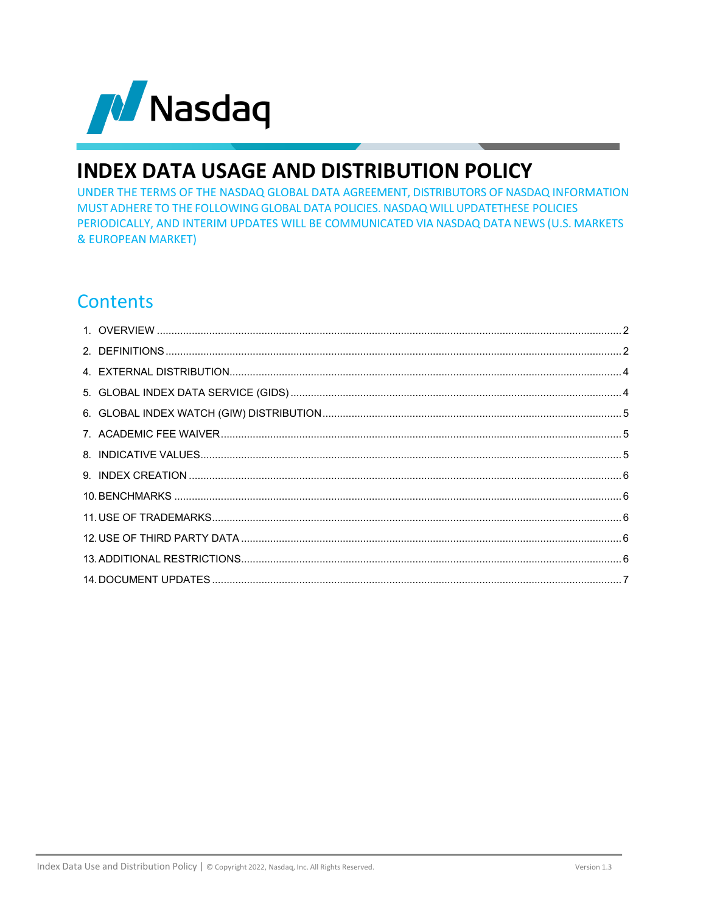Nasdaq

# INDEX DATA USAGE AND DISTRIBUTION POLICY

UNDER THE TERMS OF THE NASDAQ GLOBAL DATA AGREEMENT, DISTRIBUTORS OF NASDAQ INFORMATION MUST ADHERE TO THE FOLLOWING GLOBAL DATA POLICIES. NASDAQ WILL UPDATETHESE POLICIES PERIODICALLY, AND INTERIM UPDATES WILL BE COMMUNICATED VIA NASDAQ DATA NEWS (U.S. MARKETS & EUROPEAN MARKET)

## Contents

1. OVERVIEW .....2
2. DEFINITIONS .....2
4. EXTERNAL DISTRIBUTION .....4
5. GLOBAL INDEX DATA SERVICE (GIDS) .....4
6. GLOBAL INDEX WATCH (GIW) DISTRIBUTION .....5
7. ACADEMIC FEE WAIVER .....5
8. INDICATIVE VALUES .....5
9. INDEX CREATION .....6
10. BENCHMARKS .....6
11. USE OF TRADEMARKS .....6
12. USE OF THIRD PARTY DATA .....6
13. ADDITIONAL RESTRICTIONS .....6
14. DOCUMENT UPDATES .....7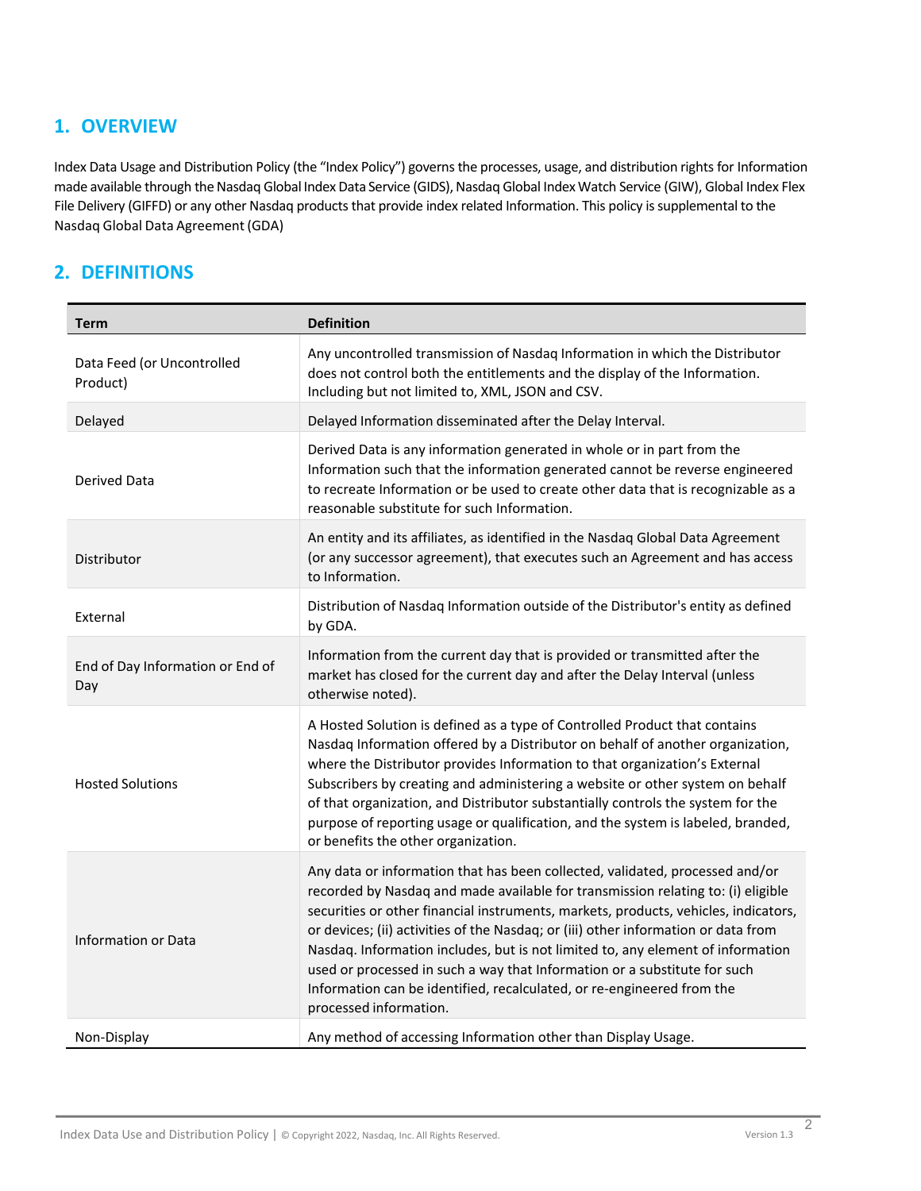## 1. OVERVIEW

Index Data Usage and Distribution Policy (the "Index Policy") governs the processes, usage, and distribution rights for Information made available through the Nasdaq Global Index Data Service (GIDS), Nasdaq Global Index Watch Service (GIW), Global Index Flex File Delivery (GIFFD) or any other Nasdaq products that provide index related Information. This policy is supplemental to the Nasdaq Global Data Agreement (GDA)

## 2. DEFINITIONS

| Term | Definition |
|---|---|
| Data Feed (or Uncontrolled Product) | Any uncontrolled transmission of Nasdaq Information in which the Distributor does not control both the entitlements and the display of the Information. Including but not limited to, XML, JSON and CSV. |
| Delayed | Delayed Information disseminated after the Delay Interval. |
| Derived Data | Derived Data is any information generated in whole or in part from the Information such that the information generated cannot be reverse engineered to recreate Information or be used to create other data that is recognizable as a reasonable substitute for such Information. |
| Distributor | An entity and its affiliates, as identified in the Nasdaq Global Data Agreement (or any successor agreement), that executes such an Agreement and has access to Information. |
| External | Distribution of Nasdaq Information outside of the Distributor's entity as defined by GDA. |
| End of Day Information or End of Day | Information from the current day that is provided or transmitted after the market has closed for the current day and after the Delay Interval (unless otherwise noted). |
| Hosted Solutions | A Hosted Solution is defined as a type of Controlled Product that contains Nasdaq Information offered by a Distributor on behalf of another organization, where the Distributor provides Information to that organization's External Subscribers by creating and administering a website or other system on behalf of that organization, and Distributor substantially controls the system for the purpose of reporting usage or qualification, and the system is labeled, branded, or benefits the other organization. |
| Information or Data | Any data or information that has been collected, validated, processed and/or recorded by Nasdaq and made available for transmission relating to: (i) eligible securities or other financial instruments, markets, products, vehicles, indicators, or devices; (ii) activities of the Nasdaq; or (iii) other information or data from Nasdaq. Information includes, but is not limited to, any element of information used or processed in such a way that Information or a substitute for such Information can be identified, recalculated, or re-engineered from the processed information. |
| Non-Display | Any method of accessing Information other than Display Usage. |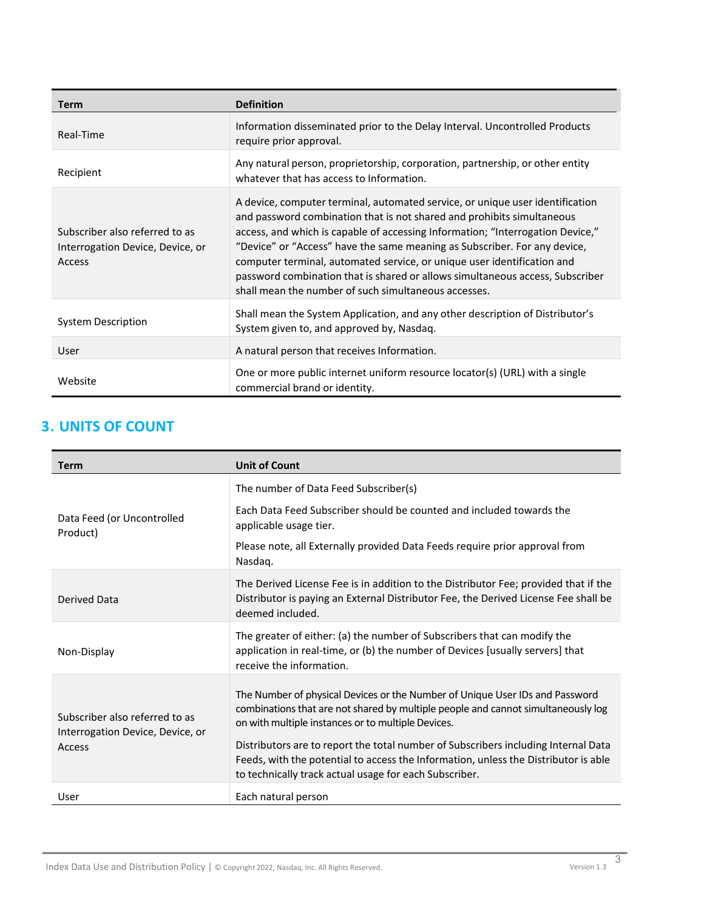| Term | Definition |
| --- | --- |
| Real-Time | Information disseminated prior to the Delay Interval. Uncontrolled Products require prior approval. |
| Recipient | Any natural person, proprietorship, corporation, partnership, or other entity whatever that has access to Information. |
| Subscriber also referred to as Interrogation Device, Device, or Access | A device, computer terminal, automated service, or unique user identification and password combination that is not shared and prohibits simultaneous access, and which is capable of accessing Information; "Interrogation Device," "Device" or "Access" have the same meaning as Subscriber. For any device, computer terminal, automated service, or unique user identification and password combination that is shared or allows simultaneous access, Subscriber shall mean the number of such simultaneous accesses. |
| System Description | Shall mean the System Application, and any other description of Distributor's System given to, and approved by, Nasdaq. |
| User | A natural person that receives Information. |
| Website | One or more public internet uniform resource locator(s) (URL) with a single commercial brand or identity. |

## 3. UNITS OF COUNT

| Term | Unit of Count |
| --- | --- |
| Data Feed (or Uncontrolled Product) | The number of Data Feed Subscriber(s)<br><br>Each Data Feed Subscriber should be counted and included towards the applicable usage tier.<br><br>Please note, all Externally provided Data Feeds require prior approval from Nasdaq. |
| Derived Data | The Derived License Fee is in addition to the Distributor Fee; provided that if the Distributor is paying an External Distributor Fee, the Derived License Fee shall be deemed included. |
| Non-Display | The greater of either: (a) the number of Subscribers that can modify the application in real-time, or (b) the number of Devices [usually servers] that receive the information. |
| Subscriber also referred to as Interrogation Device, Device, or Access | The Number of physical Devices or the Number of Unique User IDs and Password combinations that are not shared by multiple people and cannot simultaneously log on with multiple instances or to multiple Devices.<br><br>Distributors are to report the total number of Subscribers including Internal Data Feeds, with the potential to access the Information, unless the Distributor is able to technically track actual usage for each Subscriber. |
| User | Each natural person |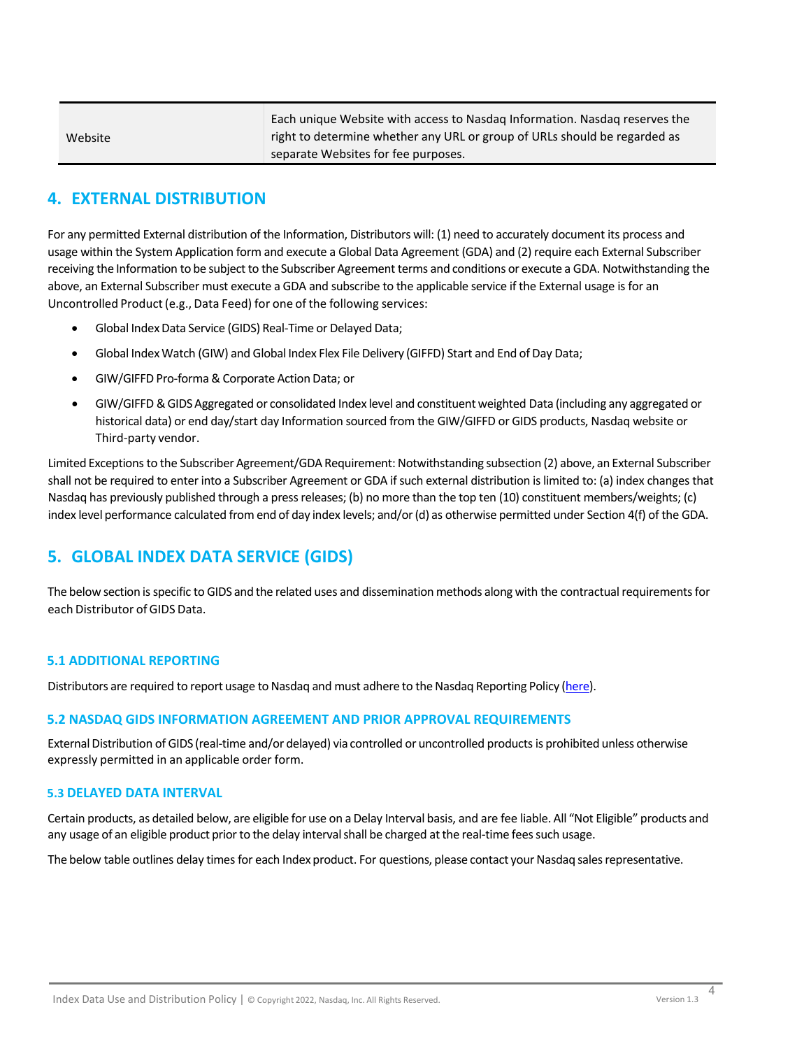| | |
|---|---|
| Website | Each unique Website with access to Nasdaq Information. Nasdaq reserves the right to determine whether any URL or group of URLs should be regarded as separate Websites for fee purposes. |

## 4. EXTERNAL DISTRIBUTION

For any permitted External distribution of the Information, Distributors will: (1) need to accurately document its process and usage within the System Application form and execute a Global Data Agreement (GDA) and (2) require each External Subscriber receiving the Information to be subject to the Subscriber Agreement terms and conditions or execute a GDA. Notwithstanding the above, an External Subscriber must execute a GDA and subscribe to the applicable service if the External usage is for an Uncontrolled Product (e.g., Data Feed) for one of the following services:

- Global Index Data Service (GIDS) Real-Time or Delayed Data;
- Global Index Watch (GIW) and Global Index Flex File Delivery (GIFFD) Start and End of Day Data;
- GIW/GIFFD Pro-forma & Corporate Action Data; or
- GIW/GIFFD & GIDS Aggregated or consolidated Index level and constituent weighted Data (including any aggregated or historical data) or end day/start day Information sourced from the GIW/GIFFD or GIDS products, Nasdaq website or Third-party vendor.

Limited Exceptions to the Subscriber Agreement/GDA Requirement: Notwithstanding subsection (2) above, an External Subscriber shall not be required to enter into a Subscriber Agreement or GDA if such external distribution is limited to: (a) index changes that Nasdaq has previously published through a press releases; (b) no more than the top ten (10) constituent members/weights; (c) index level performance calculated from end of day index levels; and/or (d) as otherwise permitted under Section 4(f) of the GDA.

## 5. GLOBAL INDEX DATA SERVICE (GIDS)

The below section is specific to GIDS and the related uses and dissemination methods along with the contractual requirements for each Distributor of GIDS Data.

### 5.1 ADDITIONAL REPORTING

Distributors are required to report usage to Nasdaq and must adhere to the Nasdaq Reporting Policy (here).

### 5.2 NASDAQ GIDS INFORMATION AGREEMENT AND PRIOR APPROVAL REQUIREMENTS

External Distribution of GIDS (real-time and/or delayed) via controlled or uncontrolled products is prohibited unless otherwise expressly permitted in an applicable order form.

### 5.3 DELAYED DATA INTERVAL

Certain products, as detailed below, are eligible for use on a Delay Interval basis, and are fee liable. All "Not Eligible" products and any usage of an eligible product prior to the delay interval shall be charged at the real-time fees such usage.

The below table outlines delay times for each Index product. For questions, please contact your Nasdaq sales representative.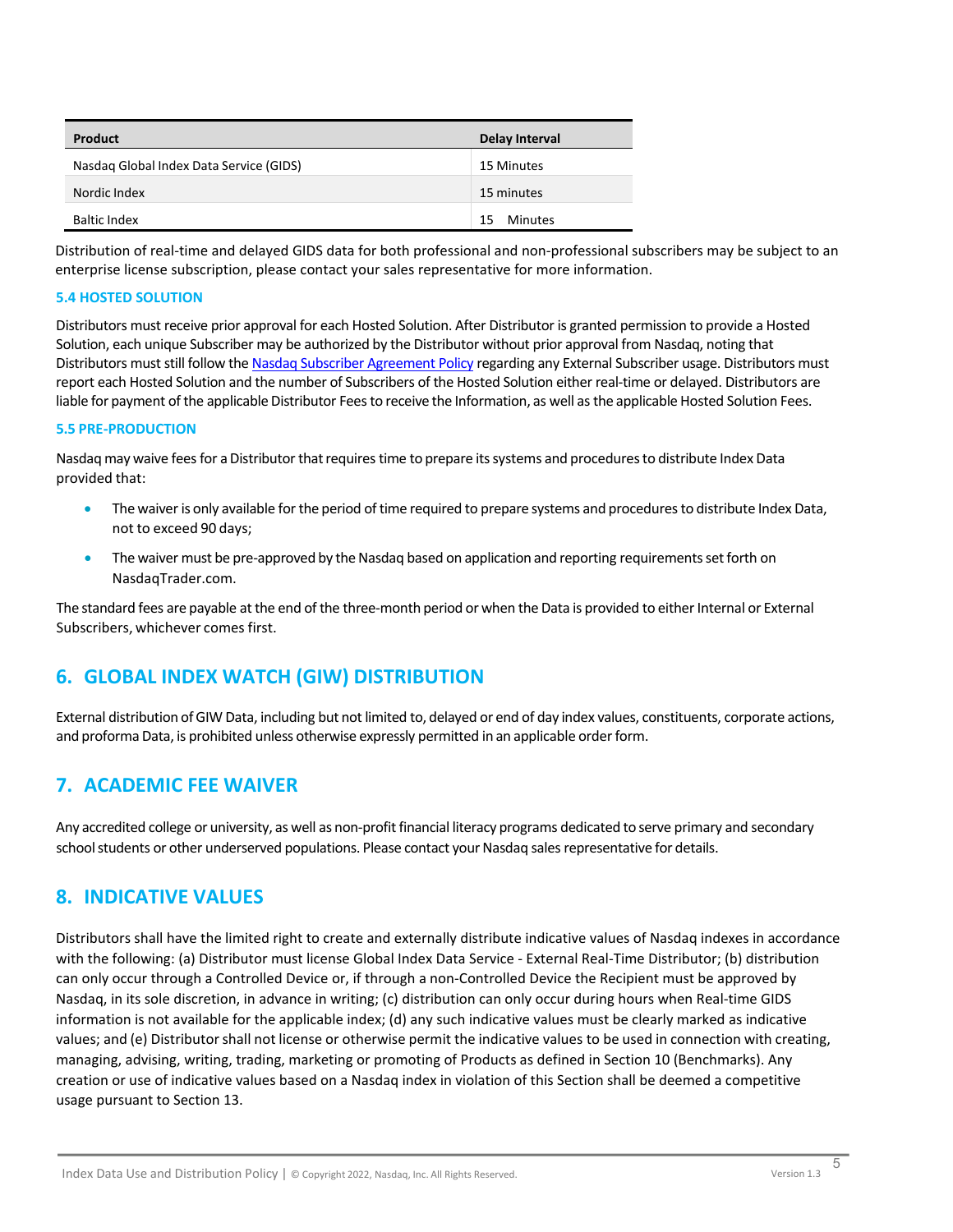| Product | Delay Interval |
|---|---|
| Nasdaq Global Index Data Service (GIDS) | 15 Minutes |
| Nordic Index | 15 minutes |
| Baltic Index | 15 Minutes |

Distribution of real-time and delayed GIDS data for both professional and non-professional subscribers may be subject to an enterprise license subscription, please contact your sales representative for more information.

### 5.4 HOSTED SOLUTION

Distributors must receive prior approval for each Hosted Solution. After Distributor is granted permission to provide a Hosted Solution, each unique Subscriber may be authorized by the Distributor without prior approval from Nasdaq, noting that Distributors must still follow the Nasdaq Subscriber Agreement Policy regarding any External Subscriber usage. Distributors must report each Hosted Solution and the number of Subscribers of the Hosted Solution either real-time or delayed. Distributors are liable for payment of the applicable Distributor Fees to receive the Information, as well as the applicable Hosted Solution Fees.

### 5.5 PRE-PRODUCTION

Nasdaq may waive fees for a Distributor that requires time to prepare its systems and procedures to distribute Index Data provided that:

- The waiver is only available for the period of time required to prepare systems and procedures to distribute Index Data, not to exceed 90 days;
- The waiver must be pre-approved by the Nasdaq based on application and reporting requirements set forth on NasdaqTrader.com.

The standard fees are payable at the end of the three-month period or when the Data is provided to either Internal or External Subscribers, whichever comes first.

## 6. GLOBAL INDEX WATCH (GIW) DISTRIBUTION

External distribution of GIW Data, including but not limited to, delayed or end of day index values, constituents, corporate actions, and proforma Data, is prohibited unless otherwise expressly permitted in an applicable order form.

## 7. ACADEMIC FEE WAIVER

Any accredited college or university, as well as non-profit financial literacy programs dedicated to serve primary and secondary school students or other underserved populations. Please contact your Nasdaq sales representative for details.

## 8. INDICATIVE VALUES

Distributors shall have the limited right to create and externally distribute indicative values of Nasdaq indexes in accordance with the following: (a) Distributor must license Global Index Data Service - External Real-Time Distributor; (b) distribution can only occur through a Controlled Device or, if through a non-Controlled Device the Recipient must be approved by Nasdaq, in its sole discretion, in advance in writing; (c) distribution can only occur during hours when Real-time GIDS information is not available for the applicable index; (d) any such indicative values must be clearly marked as indicative values; and (e) Distributor shall not license or otherwise permit the indicative values to be used in connection with creating, managing, advising, writing, trading, marketing or promoting of Products as defined in Section 10 (Benchmarks). Any creation or use of indicative values based on a Nasdaq index in violation of this Section shall be deemed a competitive usage pursuant to Section 13.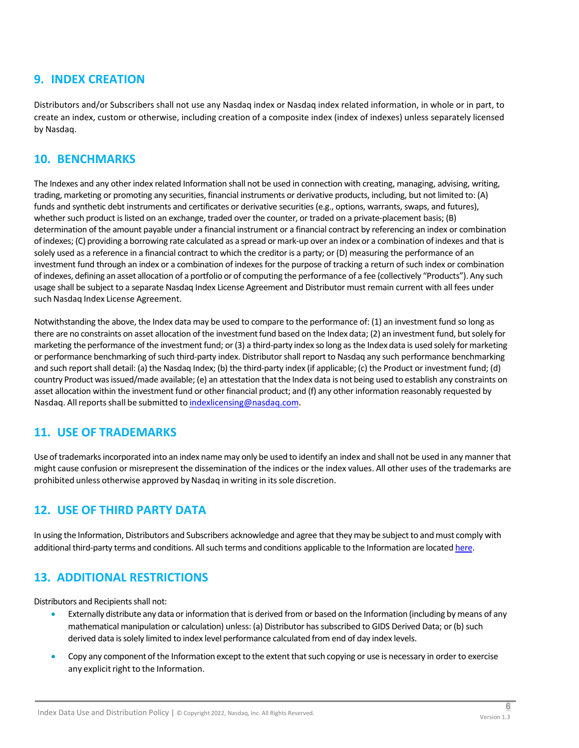## 9. INDEX CREATION

Distributors and/or Subscribers shall not use any Nasdaq index or Nasdaq index related information, in whole or in part, to create an index, custom or otherwise, including creation of a composite index (index of indexes) unless separately licensed by Nasdaq.

## 10. BENCHMARKS

The Indexes and any other index related Information shall not be used in connection with creating, managing, advising, writing, trading, marketing or promoting any securities, financial instruments or derivative products, including, but not limited to: (A) funds and synthetic debt instruments and certificates or derivative securities (e.g., options, warrants, swaps, and futures), whether such product is listed on an exchange, traded over the counter, or traded on a private-placement basis; (B) determination of the amount payable under a financial instrument or a financial contract by referencing an index or combination of indexes; (C) providing a borrowing rate calculated as a spread or mark-up over an index or a combination of indexes and that is solely used as a reference in a financial contract to which the creditor is a party; or (D) measuring the performance of an investment fund through an index or a combination of indexes for the purpose of tracking a return of such index or combination of indexes, defining an asset allocation of a portfolio or of computing the performance of a fee (collectively "Products"). Any such usage shall be subject to a separate Nasdaq Index License Agreement and Distributor must remain current with all fees under such Nasdaq Index License Agreement.

Notwithstanding the above, the Index data may be used to compare to the performance of: (1) an investment fund so long as there are no constraints on asset allocation of the investment fund based on the Index data; (2) an investment fund, but solely for marketing the performance of the investment fund; or (3) a third-party index so long as the Index data is used solely for marketing or performance benchmarking of such third-party index. Distributor shall report to Nasdaq any such performance benchmarking and such report shall detail: (a) the Nasdaq Index; (b) the third-party index (if applicable; (c) the Product or investment fund; (d) country Product was issued/made available; (e) an attestation that the Index data is not being used to establish any constraints on asset allocation within the investment fund or other financial product; and (f) any other information reasonably requested by Nasdaq. All reports shall be submitted to indexlicensing@nasdaq.com.

## 11. USE OF TRADEMARKS

Use of trademarks incorporated into an index name may only be used to identify an index and shall not be used in any manner that might cause confusion or misrepresent the dissemination of the indices or the index values. All other uses of the trademarks are prohibited unless otherwise approved by Nasdaq in writing in its sole discretion.

## 12. USE OF THIRD PARTY DATA

In using the Information, Distributors and Subscribers acknowledge and agree that they may be subject to and must comply with additional third-party terms and conditions. All such terms and conditions applicable to the Information are located here.

## 13. ADDITIONAL RESTRICTIONS

Distributors and Recipients shall not:

- Externally distribute any data or information that is derived from or based on the Information (including by means of any mathematical manipulation or calculation) unless: (a) Distributor has subscribed to GIDS Derived Data; or (b) such derived data is solely limited to index level performance calculated from end of day index levels.
- Copy any component of the Information except to the extent that such copying or use is necessary in order to exercise any explicit right to the Information.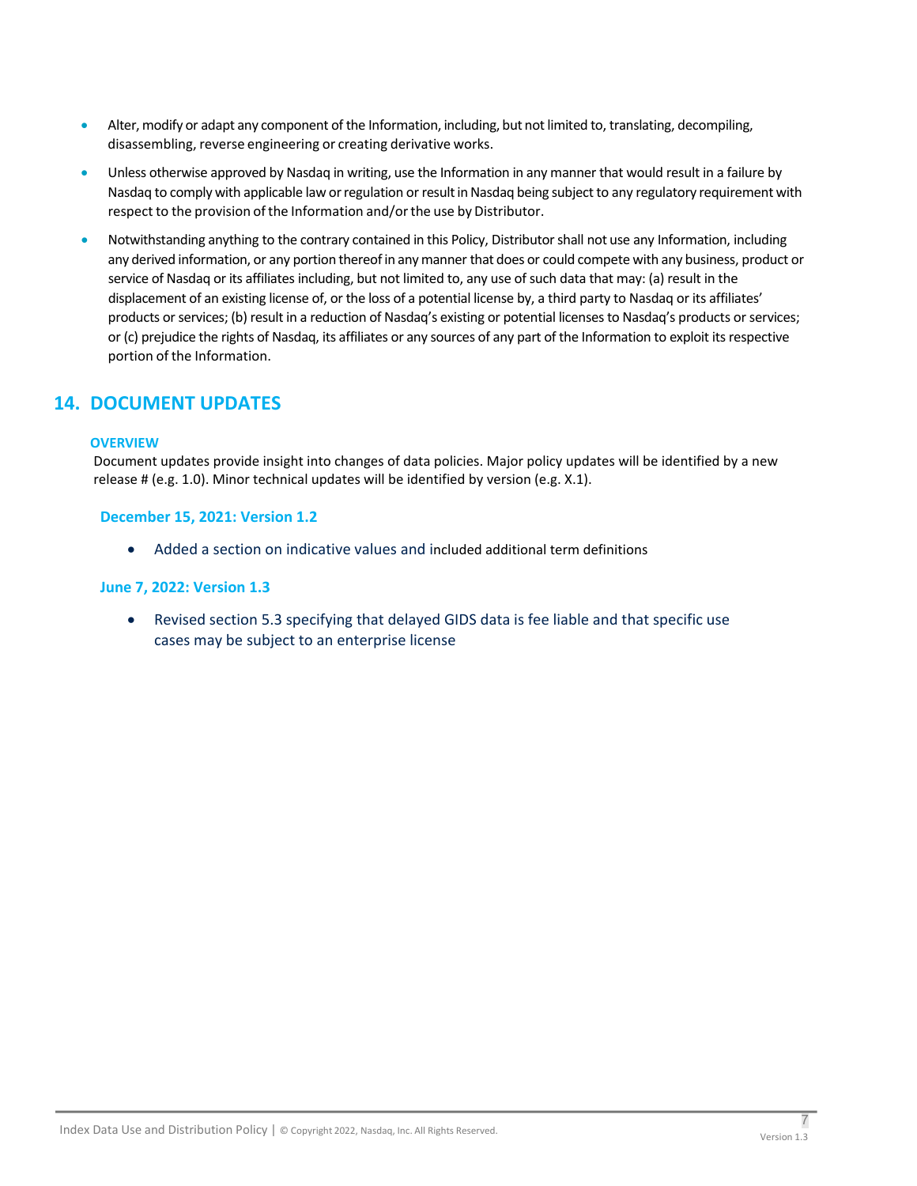- Alter, modify or adapt any component of the Information, including, but not limited to, translating, decompiling, disassembling, reverse engineering or creating derivative works.
- Unless otherwise approved by Nasdaq in writing, use the Information in any manner that would result in a failure by Nasdaq to comply with applicable law or regulation or result in Nasdaq being subject to any regulatory requirement with respect to the provision of the Information and/or the use by Distributor.
- Notwithstanding anything to the contrary contained in this Policy, Distributor shall not use any Information, including any derived information, or any portion thereof in any manner that does or could compete with any business, product or service of Nasdaq or its affiliates including, but not limited to, any use of such data that may: (a) result in the displacement of an existing license of, or the loss of a potential license by, a third party to Nasdaq or its affiliates' products or services; (b) result in a reduction of Nasdaq's existing or potential licenses to Nasdaq's products or services; or (c) prejudice the rights of Nasdaq, its affiliates or any sources of any part of the Information to exploit its respective portion of the Information.

## 14. DOCUMENT UPDATES

### OVERVIEW

Document updates provide insight into changes of data policies. Major policy updates will be identified by a new release # (e.g. 1.0). Minor technical updates will be identified by version (e.g. X.1).

### December 15, 2021: Version 1.2

- Added a section on indicative values and included additional term definitions

### June 7, 2022: Version 1.3

- Revised section 5.3 specifying that delayed GIDS data is fee liable and that specific use cases may be subject to an enterprise license